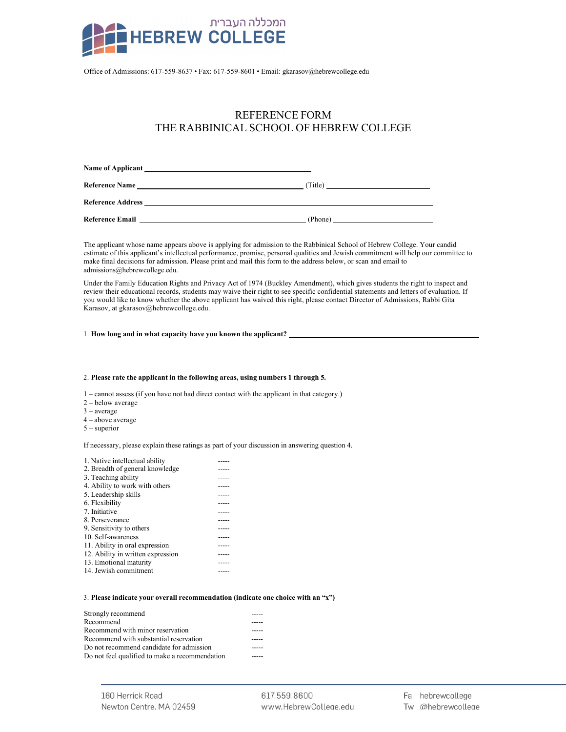המכללה העברית
HEBREW COLLEGE

Office of Admissions: 617-559-8637 • Fax: 617-559-8601 • Email: gkarasov@hebrewcollege.edu

# REFERENCE FORM
# THE RABBINICAL SCHOOL OF HEBREW COLLEGE

**Name of Applicant** ___________________________________

**Reference Name** ___________________________________ (Title) ____________________

**Reference Address** ____________________________________________________________

**Reference Email** ___________________________________ (Phone) ____________________

The applicant whose name appears above is applying for admission to the Rabbinical School of Hebrew College. Your candid estimate of this applicant's intellectual performance, promise, personal qualities and Jewish commitment will help our committee to make final decisions for admission. Please print and mail this form to the address below, or scan and email to admissions@hebrewcollege.edu.

Under the Family Education Rights and Privacy Act of 1974 (Buckley Amendment), which gives students the right to inspect and review their educational records, students may waive their right to see specific confidential statements and letters of evaluation. If you would like to know whether the above applicant has waived this right, please contact Director of Admissions, Rabbi Gita Karasov, at gkarasov@hebrewcollege.edu.

1. **How long and in what capacity have you known the applicant?** ________________________________

______________________________________________________________________________

2. **Please rate the applicant in the following areas, using numbers 1 through 5.**

1 – cannot assess (if you have not had direct contact with the applicant in that category.)
2 – below average
3 – average
4 – above average
5 – superior

If necessary, please explain these ratings as part of your discussion in answering question 4.

| | |
|---|---|
| 1. Native intellectual ability | ----- |
| 2. Breadth of general knowledge | ----- |
| 3. Teaching ability | ----- |
| 4. Ability to work with others | ----- |
| 5. Leadership skills | ----- |
| 6. Flexibility | ----- |
| 7. Initiative | ----- |
| 8. Perseverance | ----- |
| 9. Sensitivity to others | ----- |
| 10. Self-awareness | ----- |
| 11. Ability in oral expression | ----- |
| 12. Ability in written expression | ----- |
| 13. Emotional maturity | ----- |
| 14. Jewish commitment | ----- |

3. **Please indicate your overall recommendation (indicate one choice with an "x")**

| | |
|---|---|
| Strongly recommend | ----- |
| Recommend | ----- |
| Recommend with minor reservation | ----- |
| Recommend with substantial reservation | ----- |
| Do not recommend candidate for admission | ----- |
| Do not feel qualified to make a recommendation | ----- |

160 Herrick Road
Newton Centre, MA 02459

617.559.8600
www.HebrewCollege.edu

Fa hebrewcollege
Tw @hebrewcollege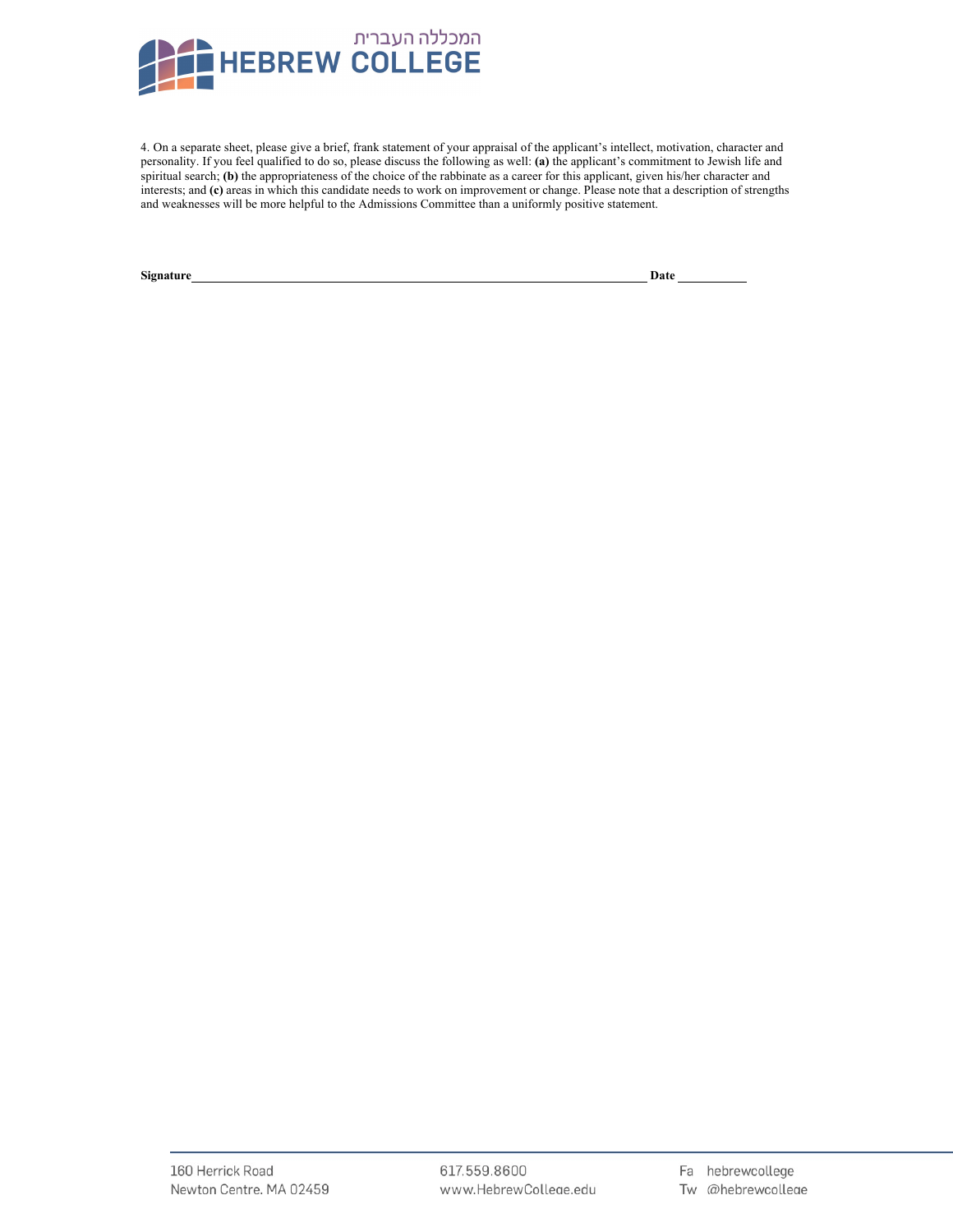4. On a separate sheet, please give a brief, frank statement of your appraisal of the applicant's intellect, motivation, character and personality. If you feel qualified to do so, please discuss the following as well: **(a)** the applicant's commitment to Jewish life and spiritual search; **(b)** the appropriateness of the choice of the rabbinate as a career for this applicant, given his/her character and interests; and **(c)** areas in which this candidate needs to work on improvement or change. Please note that a description of strengths and weaknesses will be more helpful to the Admissions Committee than a uniformly positive statement.

**Signature**\_\_\_\_\_\_\_\_\_\_\_\_\_\_\_\_\_\_\_\_\_\_\_\_\_\_\_\_\_\_\_\_\_\_\_\_\_\_\_\_\_\_\_\_\_\_\_\_\_\_\_\_ **Date** \_\_\_\_\_\_\_\_\_\_